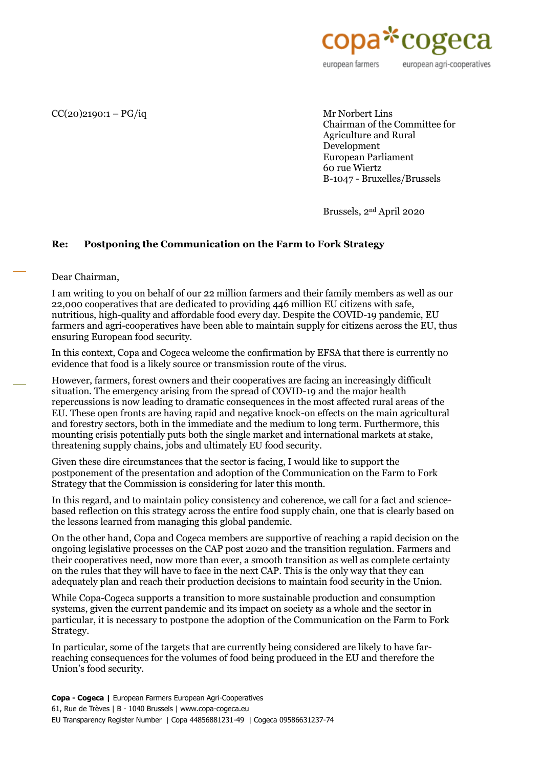CC(20)2190:1 – PG/iq

Mr Norbert Lins
Chairman of the Committee for Agriculture and Rural Development
European Parliament
60 rue Wiertz
B-1047 - Bruxelles/Brussels

Brussels, 2nd April 2020

**Re: Postponing the Communication on the Farm to Fork Strategy**

Dear Chairman,

I am writing to you on behalf of our 22 million farmers and their family members as well as our 22,000 cooperatives that are dedicated to providing 446 million EU citizens with safe, nutritious, high-quality and affordable food every day. Despite the COVID-19 pandemic, EU farmers and agri-cooperatives have been able to maintain supply for citizens across the EU, thus ensuring European food security.

In this context, Copa and Cogeca welcome the confirmation by EFSA that there is currently no evidence that food is a likely source or transmission route of the virus.

However, farmers, forest owners and their cooperatives are facing an increasingly difficult situation. The emergency arising from the spread of COVID-19 and the major health repercussions is now leading to dramatic consequences in the most affected rural areas of the EU. These open fronts are having rapid and negative knock-on effects on the main agricultural and forestry sectors, both in the immediate and the medium to long term. Furthermore, this mounting crisis potentially puts both the single market and international markets at stake, threatening supply chains, jobs and ultimately EU food security.

Given these dire circumstances that the sector is facing, I would like to support the postponement of the presentation and adoption of the Communication on the Farm to Fork Strategy that the Commission is considering for later this month.

In this regard, and to maintain policy consistency and coherence, we call for a fact and science-based reflection on this strategy across the entire food supply chain, one that is clearly based on the lessons learned from managing this global pandemic.

On the other hand, Copa and Cogeca members are supportive of reaching a rapid decision on the ongoing legislative processes on the CAP post 2020 and the transition regulation. Farmers and their cooperatives need, now more than ever, a smooth transition as well as complete certainty on the rules that they will have to face in the next CAP. This is the only way that they can adequately plan and reach their production decisions to maintain food security in the Union.

While Copa-Cogeca supports a transition to more sustainable production and consumption systems, given the current pandemic and its impact on society as a whole and the sector in particular, it is necessary to postpone the adoption of the Communication on the Farm to Fork Strategy.

In particular, some of the targets that are currently being considered are likely to have far-reaching consequences for the volumes of food being produced in the EU and therefore the Union's food security.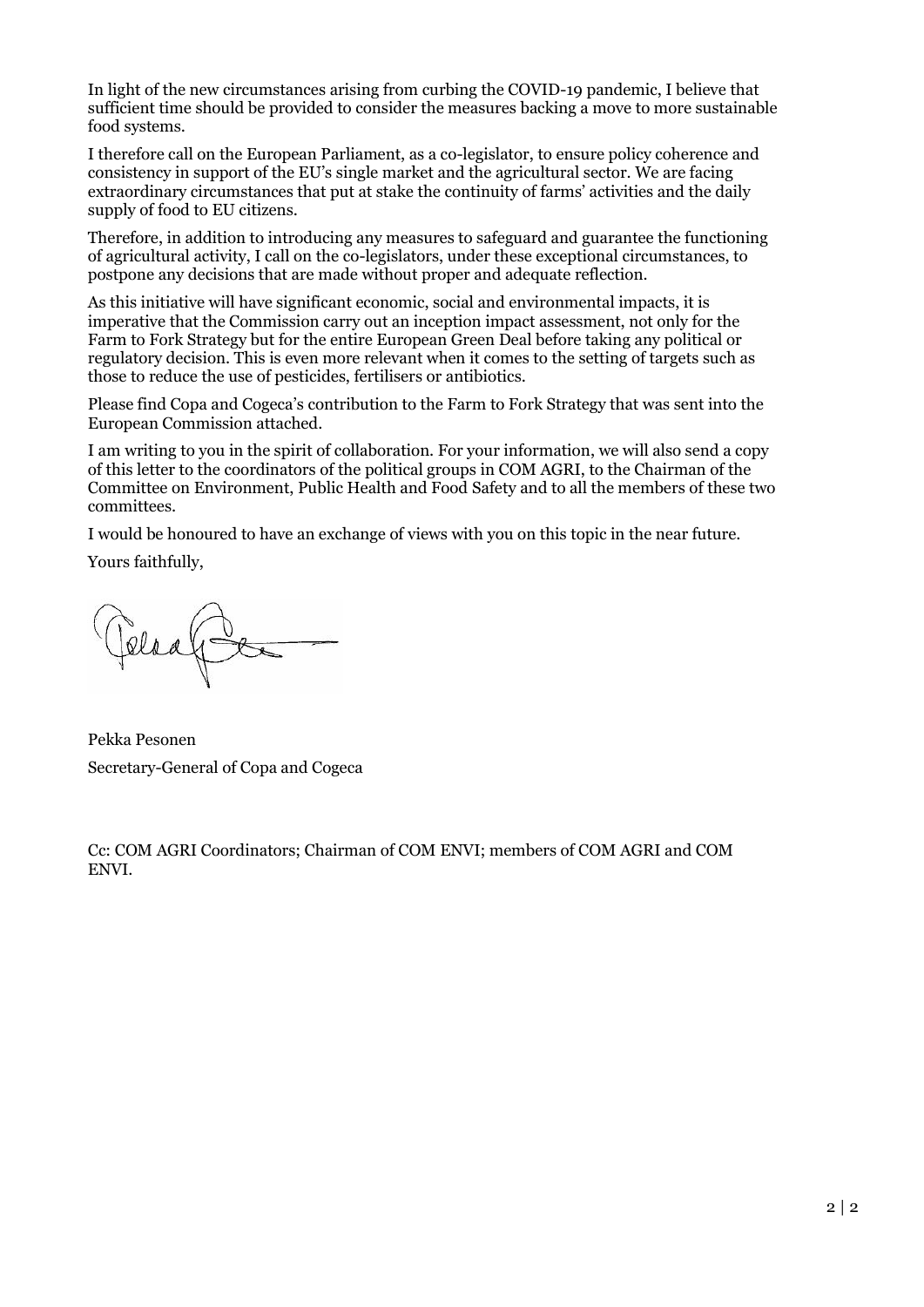In light of the new circumstances arising from curbing the COVID-19 pandemic, I believe that sufficient time should be provided to consider the measures backing a move to more sustainable food systems.

I therefore call on the European Parliament, as a co-legislator, to ensure policy coherence and consistency in support of the EU's single market and the agricultural sector. We are facing extraordinary circumstances that put at stake the continuity of farms' activities and the daily supply of food to EU citizens.

Therefore, in addition to introducing any measures to safeguard and guarantee the functioning of agricultural activity, I call on the co-legislators, under these exceptional circumstances, to postpone any decisions that are made without proper and adequate reflection.

As this initiative will have significant economic, social and environmental impacts, it is imperative that the Commission carry out an inception impact assessment, not only for the Farm to Fork Strategy but for the entire European Green Deal before taking any political or regulatory decision. This is even more relevant when it comes to the setting of targets such as those to reduce the use of pesticides, fertilisers or antibiotics.

Please find Copa and Cogeca's contribution to the Farm to Fork Strategy that was sent into the European Commission attached.

I am writing to you in the spirit of collaboration. For your information, we will also send a copy of this letter to the coordinators of the political groups in COM AGRI, to the Chairman of the Committee on Environment, Public Health and Food Safety and to all the members of these two committees.

I would be honoured to have an exchange of views with you on this topic in the near future.

Yours faithfully,

Pekka Pesonen

Secretary-General of Copa and Cogeca

Cc: COM AGRI Coordinators; Chairman of COM ENVI; members of COM AGRI and COM ENVI.